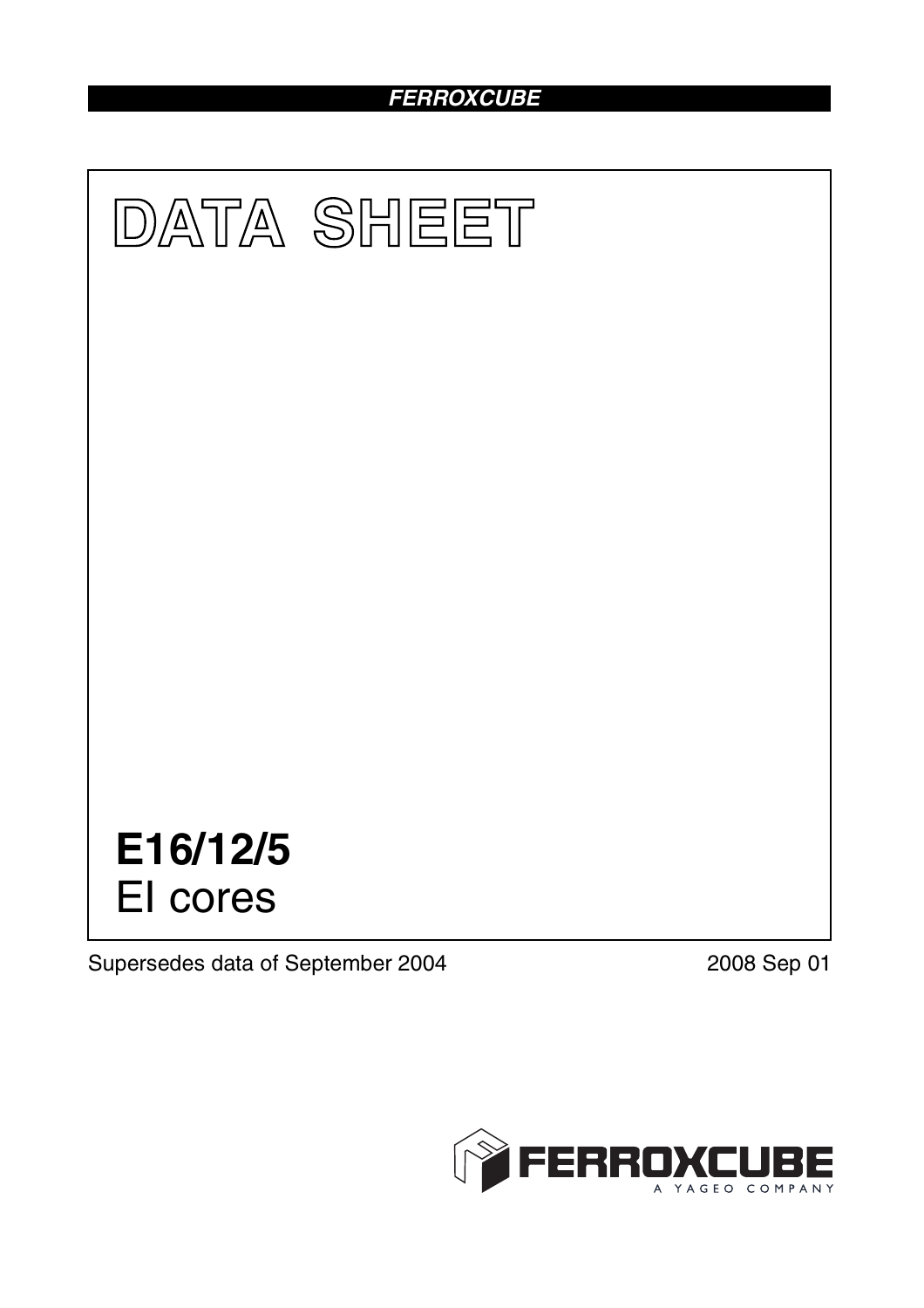FERROXCUBE

# DATA SHEET

# E16/12/5
EI cores

Supersedes data of September 2004

2008 Sep 01

FERROXCUBE
A YAGEO COMPANY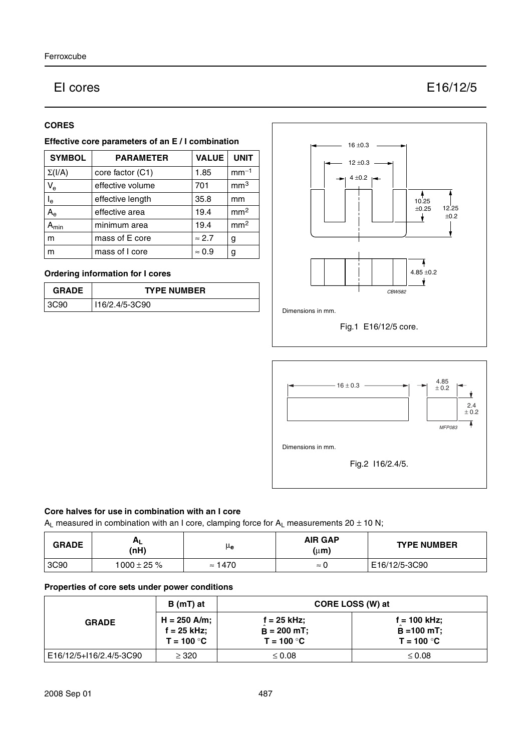# EI cores E16/12/5

## CORES

### Effective core parameters of an E / I combination

| SYMBOL | PARAMETER | VALUE | UNIT |
|---|---|---|---|
| $\Sigma(I/A)$ | core factor (C1) | 1.85 | $mm^{-1}$ |
| $V_e$ | effective volume | 701 | $mm^3$ |
| $l_e$ | effective length | 35.8 | mm |
| $A_e$ | effective area | 19.4 | $mm^2$ |
| $A_{min}$ | minimum area | 19.4 | $mm^2$ |
| m | mass of E core | ≈ 2.7 | g |
| m | mass of I core | ≈ 0.9 | g |

### Ordering information for I cores

| GRADE | TYPE NUMBER |
|---|---|
| 3C90 | I16/2.4/5-3C90 |

Dimensions in mm.

Fig.1 E16/12/5 core.

Dimensions in mm.

Fig.2 I16/2.4/5.

### Core halves for use in combination with an I core

$A_L$ measured in combination with an I core, clamping force for $A_L$ measurements 20 ± 10 N;

| GRADE | $A_L$ (nH) | $\mu_e$ | AIR GAP (μm) | TYPE NUMBER |
|---|---|---|---|---|
| 3C90 | 1000 ± 25 % | ≈ 1470 | ≈ 0 | E16/12/5-3C90 |

### Properties of core sets under power conditions

| GRADE | B (mT) at | CORE LOSS (W) at | |
|---|---|---|---|
| | H = 250 A/m; f = 25 kHz; T = 100 °C | f = 25 kHz; $\hat{B}$ = 200 mT; T = 100 °C | f = 100 kHz; $\hat{B}$ = 100 mT; T = 100 °C |
| E16/12/5+I16/2.4/5-3C90 | ≥ 320 | ≤ 0.08 | ≤ 0.08 |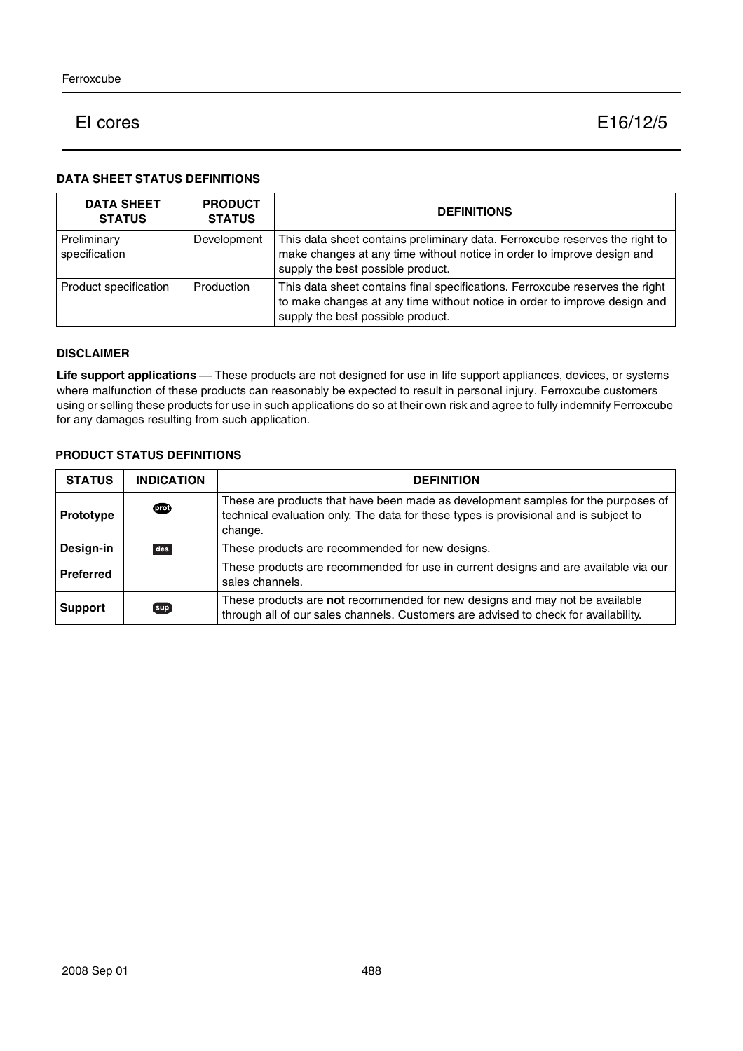## DATA SHEET STATUS DEFINITIONS

| DATA SHEET STATUS | PRODUCT STATUS | DEFINITIONS |
|---|---|---|
| Preliminary specification | Development | This data sheet contains preliminary data. Ferroxcube reserves the right to make changes at any time without notice in order to improve design and supply the best possible product. |
| Product specification | Production | This data sheet contains final specifications. Ferroxcube reserves the right to make changes at any time without notice in order to improve design and supply the best possible product. |

## DISCLAIMER

**Life support applications** — These products are not designed for use in life support appliances, devices, or systems where malfunction of these products can reasonably be expected to result in personal injury. Ferroxcube customers using or selling these products for use in such applications do so at their own risk and agree to fully indemnify Ferroxcube for any damages resulting from such application.

## PRODUCT STATUS DEFINITIONS

| STATUS | INDICATION | DEFINITION |
|---|---|---|
| **Prototype** | prot | These are products that have been made as development samples for the purposes of technical evaluation only. The data for these types is provisional and is subject to change. |
| **Design-in** | des | These products are recommended for new designs. |
| **Preferred** | | These products are recommended for use in current designs and are available via our sales channels. |
| **Support** | sup | These products are **not** recommended for new designs and may not be available through all of our sales channels. Customers are advised to check for availability. |